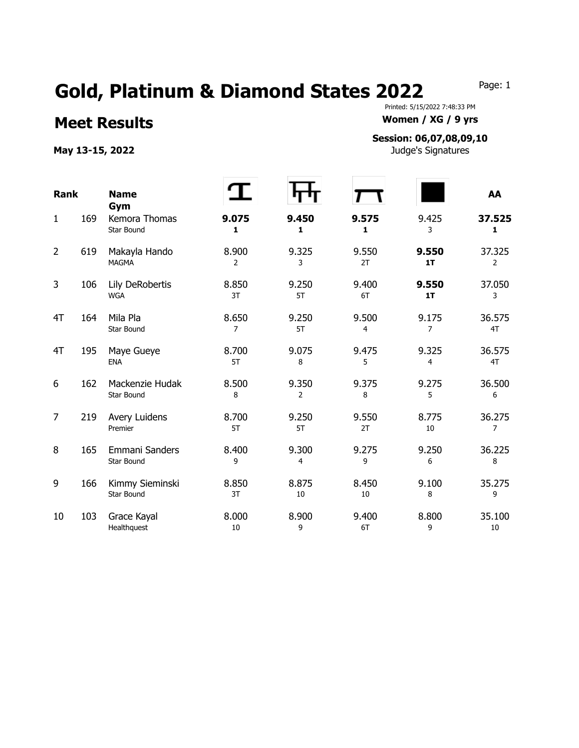# Gold, Platinum & Diamond States 2022

## Meet Results

**May 13-15, 2022**

Printed: 5/15/2022 7:48:33 PM

**Women / XG / 9 yrs**

**Session: 06,07,08,09,10**

Judge's Signatures

| Rank | | Name / Gym | Vault | Bars | Beam | Floor | AA |
|---|---|---|---|---|---|---|---|
| 1 | 169 | Kemora Thomas<br>Star Bound | **9.075**<br>**1** | **9.450**<br>**1** | **9.575**<br>**1** | 9.425<br>3 | **37.525**<br>**1** |
| 2 | 619 | Makayla Hando<br>MAGMA | 8.900<br>2 | 9.325<br>3 | 9.550<br>2T | **9.550**<br>**1T** | 37.325<br>2 |
| 3 | 106 | Lily DeRobertis<br>WGA | 8.850<br>3T | 9.250<br>5T | 9.400<br>6T | **9.550**<br>**1T** | 37.050<br>3 |
| 4T | 164 | Mila Pla<br>Star Bound | 8.650<br>7 | 9.250<br>5T | 9.500<br>4 | 9.175<br>7 | 36.575<br>4T |
| 4T | 195 | Maye Gueye<br>ENA | 8.700<br>5T | 9.075<br>8 | 9.475<br>5 | 9.325<br>4 | 36.575<br>4T |
| 6 | 162 | Mackenzie Hudak<br>Star Bound | 8.500<br>8 | 9.350<br>2 | 9.375<br>8 | 9.275<br>5 | 36.500<br>6 |
| 7 | 219 | Avery Luidens<br>Premier | 8.700<br>5T | 9.250<br>5T | 9.550<br>2T | 8.775<br>10 | 36.275<br>7 |
| 8 | 165 | Emmani Sanders<br>Star Bound | 8.400<br>9 | 9.300<br>4 | 9.275<br>9 | 9.250<br>6 | 36.225<br>8 |
| 9 | 166 | Kimmy Sieminski<br>Star Bound | 8.850<br>3T | 8.875<br>10 | 8.450<br>10 | 9.100<br>8 | 35.275<br>9 |
| 10 | 103 | Grace Kayal<br>Healthquest | 8.000<br>10 | 8.900<br>9 | 9.400<br>6T | 8.800<br>9 | 35.100<br>10 |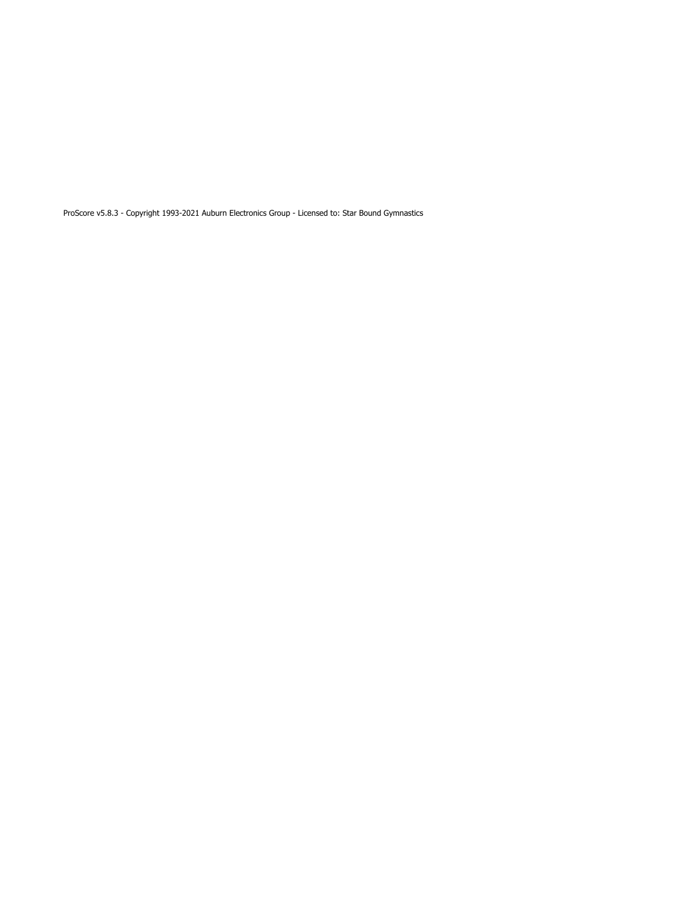ProScore v5.8.3 - Copyright 1993-2021 Auburn Electronics Group - Licensed to: Star Bound Gymnastics